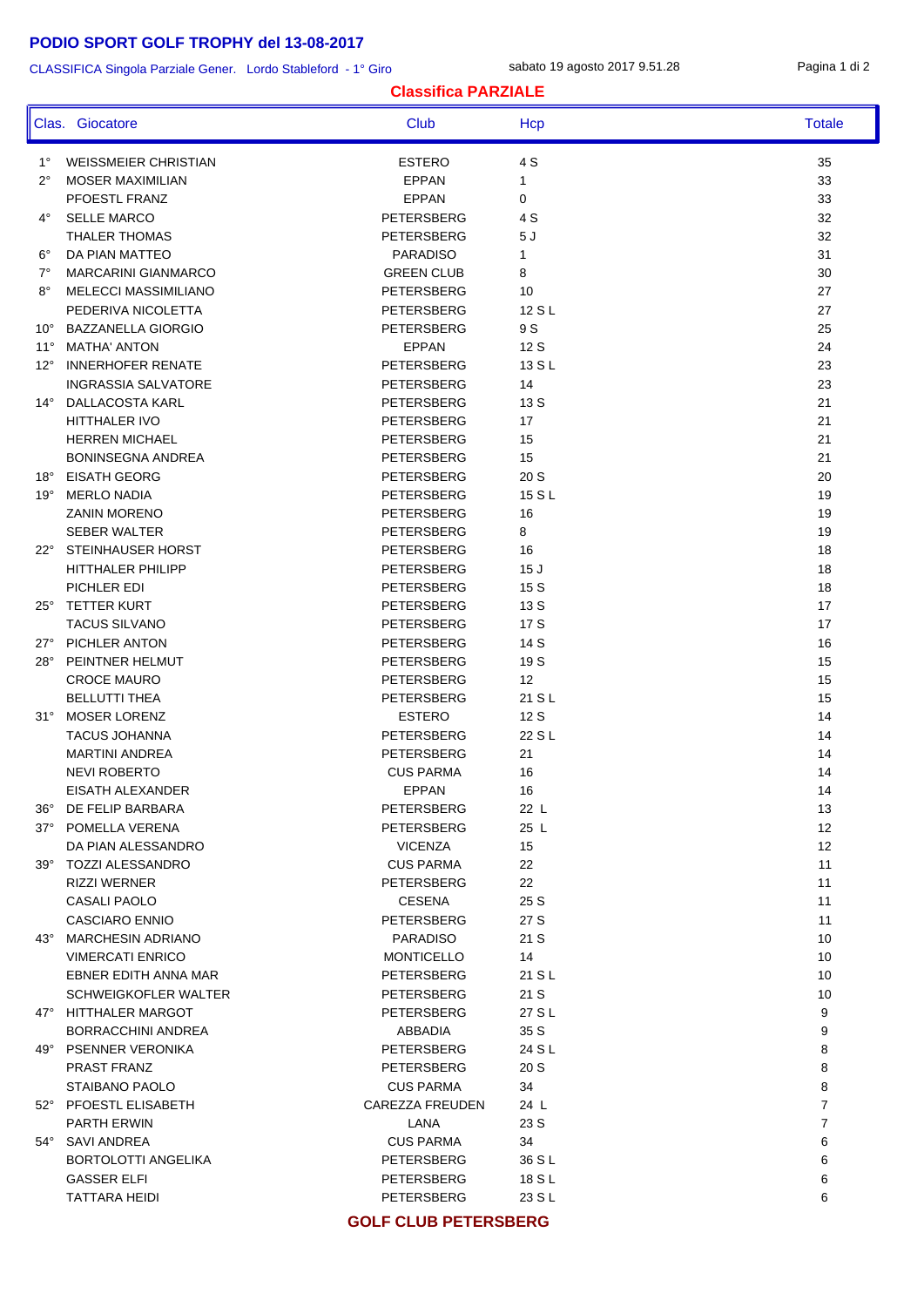# PODIO SPORT GOLF TROPHY del 13-08-2017

CLASSIFICA Singola Parziale Gener. Lordo Stableford - 1° Giro

sabato 19 agosto 2017 9.51.28

## Classifica PARZIALE

| Clas. | Giocatore | Club | Hcp | Totale |
|---|---|---|---|---|
| 1° | WEISSMEIER CHRISTIAN | ESTERO | 4 S | 35 |
| 2° | MOSER MAXIMILIAN | EPPAN | 1 | 33 |
| | PFOESTL FRANZ | EPPAN | 0 | 33 |
| 4° | SELLE MARCO | PETERSBERG | 4 S | 32 |
| | THALER THOMAS | PETERSBERG | 5 J | 32 |
| 6° | DA PIAN MATTEO | PARADISO | 1 | 31 |
| 7° | MARCARINI GIANMARCO | GREEN CLUB | 8 | 30 |
| 8° | MELECCI MASSIMILIANO | PETERSBERG | 10 | 27 |
| | PEDERIVA NICOLETTA | PETERSBERG | 12 S L | 27 |
| 10° | BAZZANELLA GIORGIO | PETERSBERG | 9 S | 25 |
| 11° | MATHA' ANTON | EPPAN | 12 S | 24 |
| 12° | INNERHOFER RENATE | PETERSBERG | 13 S L | 23 |
| | INGRASSIA SALVATORE | PETERSBERG | 14 | 23 |
| 14° | DALLACOSTA KARL | PETERSBERG | 13 S | 21 |
| | HITTHALER IVO | PETERSBERG | 17 | 21 |
| | HERREN MICHAEL | PETERSBERG | 15 | 21 |
| | BONINSEGNA ANDREA | PETERSBERG | 15 | 21 |
| 18° | EISATH GEORG | PETERSBERG | 20 S | 20 |
| 19° | MERLO NADIA | PETERSBERG | 15 S L | 19 |
| | ZANIN MORENO | PETERSBERG | 16 | 19 |
| | SEBER WALTER | PETERSBERG | 8 | 19 |
| 22° | STEINHAUSER HORST | PETERSBERG | 16 | 18 |
| | HITTHALER PHILIPP | PETERSBERG | 15 J | 18 |
| | PICHLER EDI | PETERSBERG | 15 S | 18 |
| 25° | TETTER KURT | PETERSBERG | 13 S | 17 |
| | TACUS SILVANO | PETERSBERG | 17 S | 17 |
| 27° | PICHLER ANTON | PETERSBERG | 14 S | 16 |
| 28° | PEINTNER HELMUT | PETERSBERG | 19 S | 15 |
| | CROCE MAURO | PETERSBERG | 12 | 15 |
| | BELLUTTI THEA | PETERSBERG | 21 S L | 15 |
| 31° | MOSER LORENZ | ESTERO | 12 S | 14 |
| | TACUS JOHANNA | PETERSBERG | 22 S L | 14 |
| | MARTINI ANDREA | PETERSBERG | 21 | 14 |
| | NEVI ROBERTO | CUS PARMA | 16 | 14 |
| | EISATH ALEXANDER | EPPAN | 16 | 14 |
| 36° | DE FELIP BARBARA | PETERSBERG | 22 L | 13 |
| 37° | POMELLA VERENA | PETERSBERG | 25 L | 12 |
| | DA PIAN ALESSANDRO | VICENZA | 15 | 12 |
| 39° | TOZZI ALESSANDRO | CUS PARMA | 22 | 11 |
| | RIZZI WERNER | PETERSBERG | 22 | 11 |
| | CASALI PAOLO | CESENA | 25 S | 11 |
| | CASCIARO ENNIO | PETERSBERG | 27 S | 11 |
| 43° | MARCHESIN ADRIANO | PARADISO | 21 S | 10 |
| | VIMERCATI ENRICO | MONTICELLO | 14 | 10 |
| | EBNER EDITH ANNA MAR | PETERSBERG | 21 S L | 10 |
| | SCHWEIGKOFLER WALTER | PETERSBERG | 21 S | 10 |
| 47° | HITTHALER MARGOT | PETERSBERG | 27 S L | 9 |
| | BORRACCHINI ANDREA | ABBADIA | 35 S | 9 |
| 49° | PSENNER VERONIKA | PETERSBERG | 24 S L | 8 |
| | PRAST FRANZ | PETERSBERG | 20 S | 8 |
| | STAIBANO PAOLO | CUS PARMA | 34 | 8 |
| 52° | PFOESTL ELISABETH | CAREZZA FREUDEN | 24 L | 7 |
| | PARTH ERWIN | LANA | 23 S | 7 |
| 54° | SAVI ANDREA | CUS PARMA | 34 | 6 |
| | BORTOLOTTI ANGELIKA | PETERSBERG | 36 S L | 6 |
| | GASSER ELFI | PETERSBERG | 18 S L | 6 |
| | TATTARA HEIDI | PETERSBERG | 23 S L | 6 |

**GOLF CLUB PETERSBERG**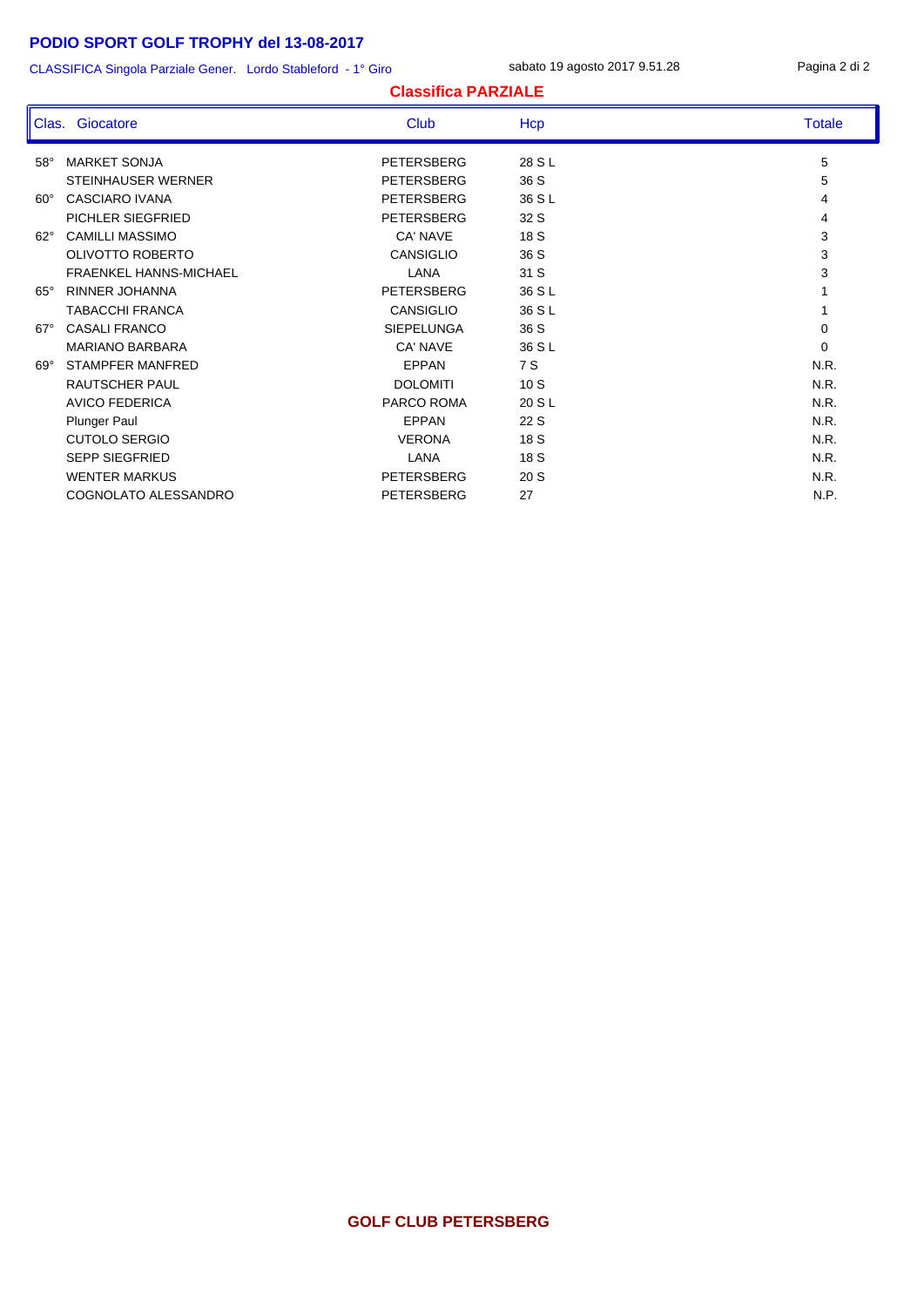**PODIO SPORT GOLF TROPHY del 13-08-2017**

CLASSIFICA Singola Parziale Gener. Lordo Stableford - 1° Giro    sabato 19 agosto 2017 9.51.28

**Classifica PARZIALE**

| Clas. | Giocatore | Club | Hcp | Totale |
|---|---|---|---|---|
| 58° | MARKET SONJA | PETERSBERG | 28 S L | 5 |
| | STEINHAUSER WERNER | PETERSBERG | 36 S | 5 |
| 60° | CASCIARO IVANA | PETERSBERG | 36 S L | 4 |
| | PICHLER SIEGFRIED | PETERSBERG | 32 S | 4 |
| 62° | CAMILLI MASSIMO | CA' NAVE | 18 S | 3 |
| | OLIVOTTO ROBERTO | CANSIGLIO | 36 S | 3 |
| | FRAENKEL HANNS-MICHAEL | LANA | 31 S | 3 |
| 65° | RINNER JOHANNA | PETERSBERG | 36 S L | 1 |
| | TABACCHI FRANCA | CANSIGLIO | 36 S L | 1 |
| 67° | CASALI FRANCO | SIEPELUNGA | 36 S | 0 |
| | MARIANO BARBARA | CA' NAVE | 36 S L | 0 |
| 69° | STAMPFER MANFRED | EPPAN | 7 S | N.R. |
| | RAUTSCHER PAUL | DOLOMITI | 10 S | N.R. |
| | AVICO FEDERICA | PARCO ROMA | 20 S L | N.R. |
| | Plunger Paul | EPPAN | 22 S | N.R. |
| | CUTOLO SERGIO | VERONA | 18 S | N.R. |
| | SEPP SIEGFRIED | LANA | 18 S | N.R. |
| | WENTER MARKUS | PETERSBERG | 20 S | N.R. |
| | COGNOLATO ALESSANDRO | PETERSBERG | 27 | N.P. |

**GOLF CLUB PETERSBERG**